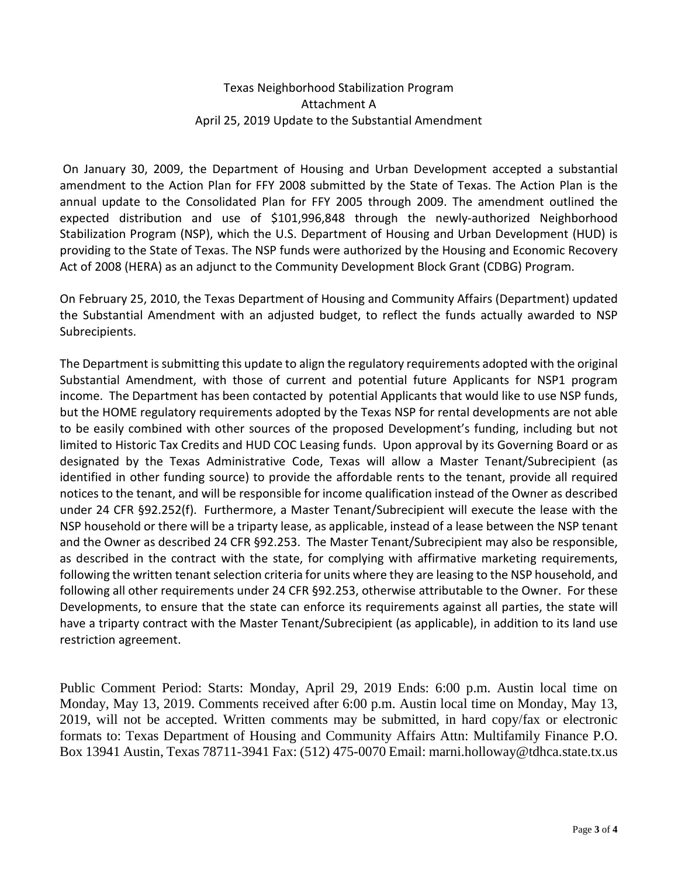# Texas Neighborhood Stabilization Program
## Attachment A
## April 25, 2019 Update to the Substantial Amendment

On January 30, 2009, the Department of Housing and Urban Development accepted a substantial amendment to the Action Plan for FFY 2008 submitted by the State of Texas. The Action Plan is the annual update to the Consolidated Plan for FFY 2005 through 2009. The amendment outlined the expected distribution and use of $101,996,848 through the newly-authorized Neighborhood Stabilization Program (NSP), which the U.S. Department of Housing and Urban Development (HUD) is providing to the State of Texas. The NSP funds were authorized by the Housing and Economic Recovery Act of 2008 (HERA) as an adjunct to the Community Development Block Grant (CDBG) Program.

On February 25, 2010, the Texas Department of Housing and Community Affairs (Department) updated the Substantial Amendment with an adjusted budget, to reflect the funds actually awarded to NSP Subrecipients.

The Department is submitting this update to align the regulatory requirements adopted with the original Substantial Amendment, with those of current and potential future Applicants for NSP1 program income. The Department has been contacted by potential Applicants that would like to use NSP funds, but the HOME regulatory requirements adopted by the Texas NSP for rental developments are not able to be easily combined with other sources of the proposed Development's funding, including but not limited to Historic Tax Credits and HUD COC Leasing funds. Upon approval by its Governing Board or as designated by the Texas Administrative Code, Texas will allow a Master Tenant/Subrecipient (as identified in other funding source) to provide the affordable rents to the tenant, provide all required notices to the tenant, and will be responsible for income qualification instead of the Owner as described under 24 CFR §92.252(f). Furthermore, a Master Tenant/Subrecipient will execute the lease with the NSP household or there will be a triparty lease, as applicable, instead of a lease between the NSP tenant and the Owner as described 24 CFR §92.253. The Master Tenant/Subrecipient may also be responsible, as described in the contract with the state, for complying with affirmative marketing requirements, following the written tenant selection criteria for units where they are leasing to the NSP household, and following all other requirements under 24 CFR §92.253, otherwise attributable to the Owner. For these Developments, to ensure that the state can enforce its requirements against all parties, the state will have a triparty contract with the Master Tenant/Subrecipient (as applicable), in addition to its land use restriction agreement.

Public Comment Period: Starts: Monday, April 29, 2019 Ends: 6:00 p.m. Austin local time on Monday, May 13, 2019. Comments received after 6:00 p.m. Austin local time on Monday, May 13, 2019, will not be accepted. Written comments may be submitted, in hard copy/fax or electronic formats to: Texas Department of Housing and Community Affairs Attn: Multifamily Finance P.O. Box 13941 Austin, Texas 78711-3941 Fax: (512) 475-0070 Email: marni.holloway@tdhca.state.tx.us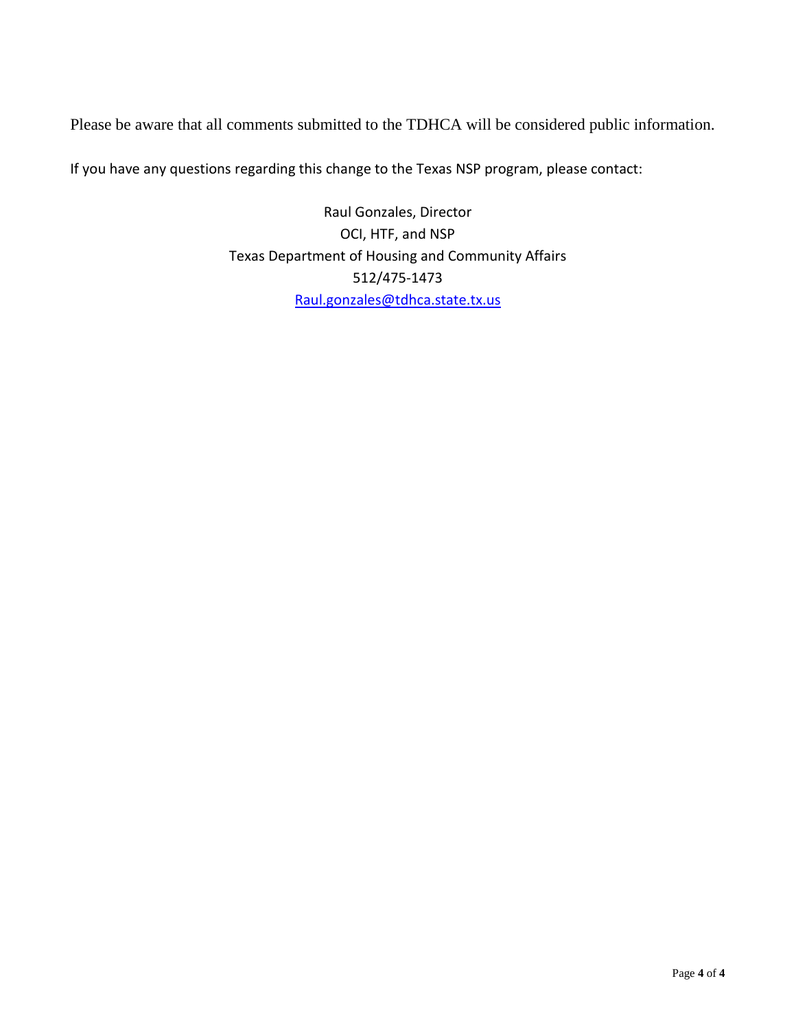Please be aware that all comments submitted to the TDHCA will be considered public information.

If you have any questions regarding this change to the Texas NSP program, please contact:

Raul Gonzales, Director
OCI, HTF, and NSP
Texas Department of Housing and Community Affairs
512/475-1473
Raul.gonzales@tdhca.state.tx.us